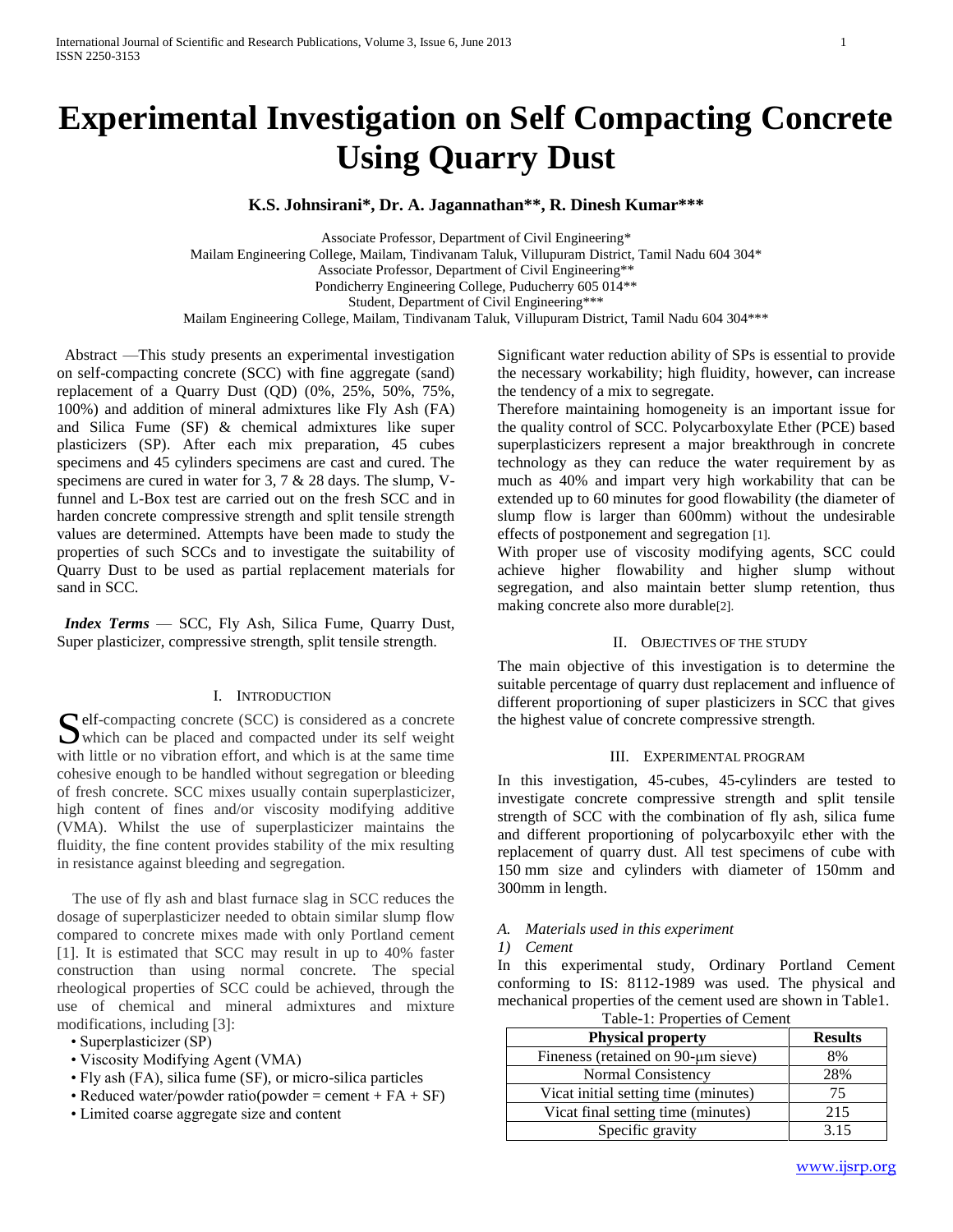# Experimental Investigation on Self Compacting Concrete Using Quarry Dust

**K.S. Johnsirani*, Dr. A. Jagannathan**, R. Dinesh Kumar*****

Associate Professor, Department of Civil Engineering*
Mailam Engineering College, Mailam, Tindivanam Taluk, Villupuram District, Tamil Nadu 604 304*
Associate Professor, Department of Civil Engineering**
Pondicherry Engineering College, Puducherry 605 014**
Student, Department of Civil Engineering***
Mailam Engineering College, Mailam, Tindivanam Taluk, Villupuram District, Tamil Nadu 604 304***

Abstract —This study presents an experimental investigation on self-compacting concrete (SCC) with fine aggregate (sand) replacement of a Quarry Dust (QD) (0%, 25%, 50%, 75%, 100%) and addition of mineral admixtures like Fly Ash (FA) and Silica Fume (SF) & chemical admixtures like super plasticizers (SP). After each mix preparation, 45 cubes specimens and 45 cylinders specimens are cast and cured. The specimens are cured in water for 3, 7 & 28 days. The slump, V-funnel and L-Box test are carried out on the fresh SCC and in harden concrete compressive strength and split tensile strength values are determined. Attempts have been made to study the properties of such SCCs and to investigate the suitability of Quarry Dust to be used as partial replacement materials for sand in SCC.

***Index Terms*** — SCC, Fly Ash, Silica Fume, Quarry Dust, Super plasticizer, compressive strength, split tensile strength.

## I. Introduction

Self-compacting concrete (SCC) is considered as a concrete which can be placed and compacted under its self weight with little or no vibration effort, and which is at the same time cohesive enough to be handled without segregation or bleeding of fresh concrete. SCC mixes usually contain superplasticizer, high content of fines and/or viscosity modifying additive (VMA). Whilst the use of superplasticizer maintains the fluidity, the fine content provides stability of the mix resulting in resistance against bleeding and segregation.

The use of fly ash and blast furnace slag in SCC reduces the dosage of superplasticizer needed to obtain similar slump flow compared to concrete mixes made with only Portland cement [1]. It is estimated that SCC may result in up to 40% faster construction than using normal concrete. The special rheological properties of SCC could be achieved, through the use of chemical and mineral admixtures and mixture modifications, including [3]:

- Superplasticizer (SP)
- Viscosity Modifying Agent (VMA)
- Fly ash (FA), silica fume (SF), or micro-silica particles
- Reduced water/powder ratio(powder = cement + FA + SF)
- Limited coarse aggregate size and content

Significant water reduction ability of SPs is essential to provide the necessary workability; high fluidity, however, can increase the tendency of a mix to segregate.

Therefore maintaining homogeneity is an important issue for the quality control of SCC. Polycarboxylate Ether (PCE) based superplasticizers represent a major breakthrough in concrete technology as they can reduce the water requirement by as much as 40% and impart very high workability that can be extended up to 60 minutes for good flowability (the diameter of slump flow is larger than 600mm) without the undesirable effects of postponement and segregation [1].

With proper use of viscosity modifying agents, SCC could achieve higher flowability and higher slump without segregation, and also maintain better slump retention, thus making concrete also more durable[2].

## II. Objectives of the Study

The main objective of this investigation is to determine the suitable percentage of quarry dust replacement and influence of different proportioning of super plasticizers in SCC that gives the highest value of concrete compressive strength.

## III. Experimental Program

In this investigation, 45-cubes, 45-cylinders are tested to investigate concrete compressive strength and split tensile strength of SCC with the combination of fly ash, silica fume and different proportioning of polycarboxyilc ether with the replacement of quarry dust. All test specimens of cube with 150 mm size and cylinders with diameter of 150mm and 300mm in length.

### *A. Materials used in this experiment*

#### *1) Cement*

In this experimental study, Ordinary Portland Cement conforming to IS: 8112-1989 was used. The physical and mechanical properties of the cement used are shown in Table1.

Table-1: Properties of Cement

| Physical property | Results |
|---|---|
| Fineness (retained on 90-μm sieve) | 8% |
| Normal Consistency | 28% |
| Vicat initial setting time (minutes) | 75 |
| Vicat final setting time (minutes) | 215 |
| Specific gravity | 3.15 |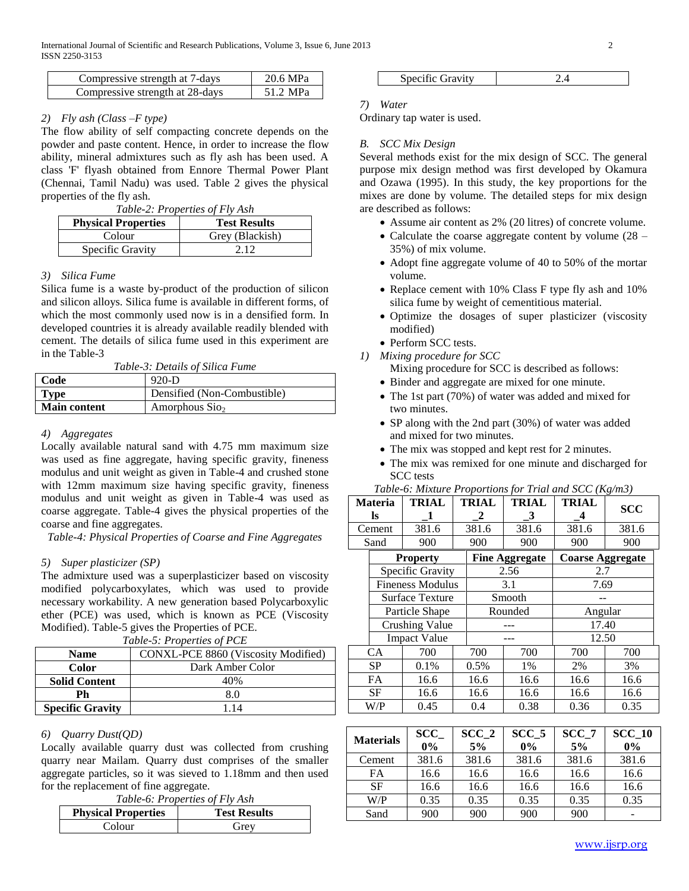| Compressive strength at 7-days | 20.6 MPa |
|---|---|
| Compressive strength at 28-days | 51.2 MPa |

*2) Fly ash (Class –F type)*

The flow ability of self compacting concrete depends on the powder and paste content. Hence, in order to increase the flow ability, mineral admixtures such as fly ash has been used. A class 'F' flyash obtained from Ennore Thermal Power Plant (Chennai, Tamil Nadu) was used. Table 2 gives the physical properties of the fly ash.

*Table-2: Properties of Fly Ash*

| Physical Properties | Test Results |
|---|---|
| Colour | Grey (Blackish) |
| Specific Gravity | 2.12 |

*3) Silica Fume*

Silica fume is a waste by-product of the production of silicon and silicon alloys. Silica fume is available in different forms, of which the most commonly used now is in a densified form. In developed countries it is already available readily blended with cement. The details of silica fume used in this experiment are in the Table-3

*Table-3: Details of Silica Fume*

| Code | 920-D |
|---|---|
| Type | Densified (Non-Combustible) |
| Main content | Amorphous $SiO_2$ |

*4) Aggregates*

Locally available natural sand with 4.75 mm maximum size was used as fine aggregate, having specific gravity, fineness modulus and unit weight as given in Table-4 and crushed stone with 12mm maximum size having specific gravity, fineness modulus and unit weight as given in Table-4 was used as coarse aggregate. Table-4 gives the physical properties of the coarse and fine aggregates.

*Table-4: Physical Properties of Coarse and Fine Aggregates*

| Property | Fine Aggregate | Coarse Aggregate |
|---|---|---|
| Specific Gravity | 2.56 | 2.7 |
| Fineness Modulus | 3.1 | 7.69 |
| Surface Texture | Smooth | -- |
| Particle Shape | Rounded | Angular |
| Crushing Value | --- | 17.40 |
| Impact Value | --- | 12.50 |

*5) Super plasticizer (SP)*

The admixture used was a superplasticizer based on viscosity modified polycarboxylates, which was used to provide necessary workability. A new generation based Polycarboxylic ether (PCE) was used, which is known as PCE (Viscosity Modified). Table-5 gives the Properties of PCE.

*Table-5: Properties of PCE*

| Name | CONXL-PCE 8860 (Viscosity Modified) |
|---|---|
| Color | Dark Amber Color |
| Solid Content | 40% |
| Ph | 8.0 |
| Specific Gravity | 1.14 |

*6) Quarry Dust(QD)*

Locally available quarry dust was collected from crushing quarry near Mailam. Quarry dust comprises of the smaller aggregate particles, so it was sieved to 1.18mm and then used for the replacement of fine aggregate.

*Table-6: Properties of Fly Ash*

| Physical Properties | Test Results |
|---|---|
| Colour | Grey |
| Specific Gravity | 2.4 |

*7) Water*

Ordinary tap water is used.

*B. SCC Mix Design*

Several methods exist for the mix design of SCC. The general purpose mix design method was first developed by Okamura and Ozawa (1995). In this study, the key proportions for the mixes are done by volume. The detailed steps for mix design are described as follows:

- Assume air content as 2% (20 litres) of concrete volume.
- Calculate the coarse aggregate content by volume (28 – 35%) of mix volume.
- Adopt fine aggregate volume of 40 to 50% of the mortar volume.
- Replace cement with 10% Class F type fly ash and 10% silica fume by weight of cementitious material.
- Optimize the dosages of super plasticizer (viscosity modified)
- Perform SCC tests.

*1) Mixing procedure for SCC*

Mixing procedure for SCC is described as follows:

- Binder and aggregate are mixed for one minute.
- The 1st part (70%) of water was added and mixed for two minutes.
- SP along with the 2nd part (30%) of water was added and mixed for two minutes.
- The mix was stopped and kept rest for 2 minutes.
- The mix was remixed for one minute and discharged for SCC tests

*Table-6: Mixture Proportions for Trial and SCC (Kg/m3)*

| Materials | TRIAL_1 | TRIAL_2 | TRIAL_3 | TRIAL_4 | SCC |
|---|---|---|---|---|---|
| Cement | 381.6 | 381.6 | 381.6 | 381.6 | 381.6 |
| Sand | 900 | 900 | 900 | 900 | 900 |
| CA | 700 | 700 | 700 | 700 | 700 |
| SP | 0.1% | 0.5% | 1% | 2% | 3% |
| FA | 16.6 | 16.6 | 16.6 | 16.6 | 16.6 |
| SF | 16.6 | 16.6 | 16.6 | 16.6 | 16.6 |
| W/P | 0.45 | 0.4 | 0.38 | 0.36 | 0.35 |

| Materials | SCC_0% | SCC_25% | SCC_50% | SCC_75% | SCC_100% |
|---|---|---|---|---|---|
| Cement | 381.6 | 381.6 | 381.6 | 381.6 | 381.6 |
| FA | 16.6 | 16.6 | 16.6 | 16.6 | 16.6 |
| SF | 16.6 | 16.6 | 16.6 | 16.6 | 16.6 |
| W/P | 0.35 | 0.35 | 0.35 | 0.35 | 0.35 |
| Sand | 900 | 900 | 900 | 900 | - |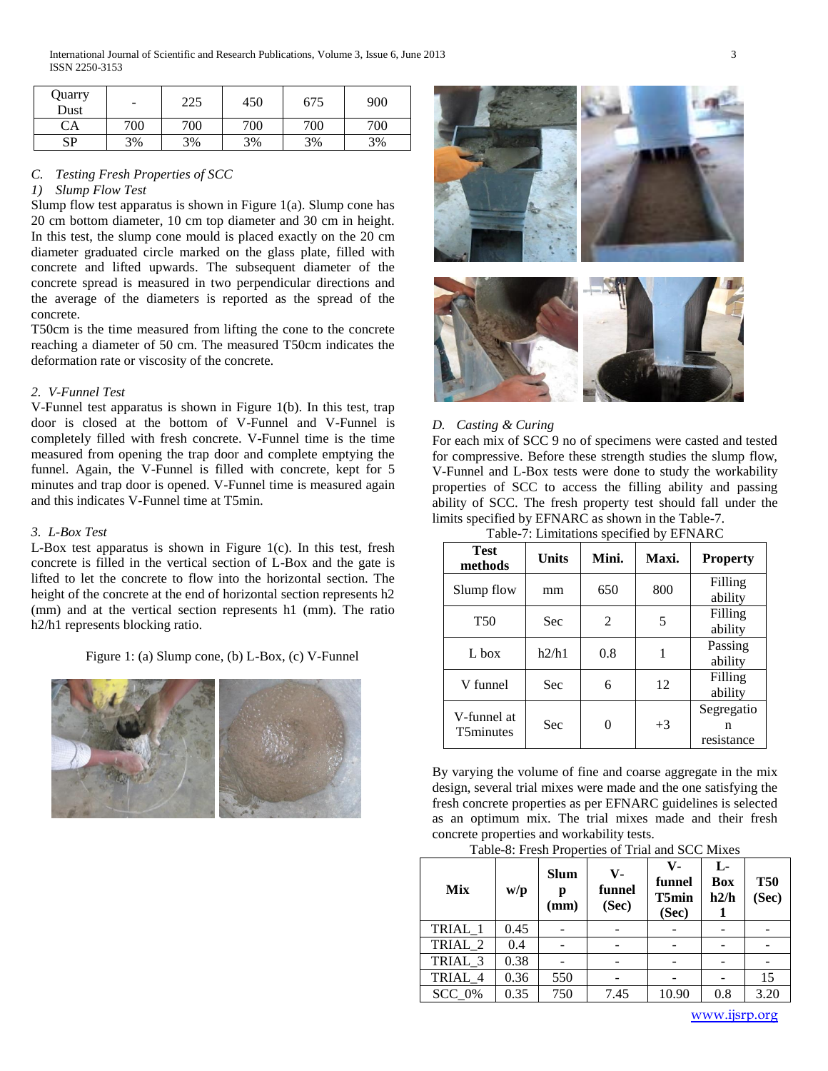| Quarry Dust | - | 225 | 450 | 675 | 900 |
|---|---|---|---|---|---|
| CA | 700 | 700 | 700 | 700 | 700 |
| SP | 3% | 3% | 3% | 3% | 3% |

### *C. Testing Fresh Properties of SCC*

#### *1) Slump Flow Test*

Slump flow test apparatus is shown in Figure 1(a). Slump cone has 20 cm bottom diameter, 10 cm top diameter and 30 cm in height. In this test, the slump cone mould is placed exactly on the 20 cm diameter graduated circle marked on the glass plate, filled with concrete and lifted upwards. The subsequent diameter of the concrete spread is measured in two perpendicular directions and the average of the diameters is reported as the spread of the concrete.

T50cm is the time measured from lifting the cone to the concrete reaching a diameter of 50 cm. The measured T50cm indicates the deformation rate or viscosity of the concrete.

#### *2. V-Funnel Test*

V-Funnel test apparatus is shown in Figure 1(b). In this test, trap door is closed at the bottom of V-Funnel and V-Funnel is completely filled with fresh concrete. V-Funnel time is the time measured from opening the trap door and complete emptying the funnel. Again, the V-Funnel is filled with concrete, kept for 5 minutes and trap door is opened. V-Funnel time is measured again and this indicates V-Funnel time at T5min.

#### *3. L-Box Test*

L-Box test apparatus is shown in Figure 1(c). In this test, fresh concrete is filled in the vertical section of L-Box and the gate is lifted to let the concrete to flow into the horizontal section. The height of the concrete at the end of horizontal section represents h2 (mm) and at the vertical section represents h1 (mm). The ratio h2/h1 represents blocking ratio.

Figure 1: (a) Slump cone, (b) L-Box, (c) V-Funnel

### *D. Casting & Curing*

For each mix of SCC 9 no of specimens were casted and tested for compressive. Before these strength studies the slump flow, V-Funnel and L-Box tests were done to study the workability properties of SCC to access the filling ability and passing ability of SCC. The fresh property test should fall under the limits specified by EFNARC as shown in the Table-7.

Table-7: Limitations specified by EFNARC

| Test methods | Units | Mini. | Maxi. | Property |
|---|---|---|---|---|
| Slump flow | mm | 650 | 800 | Filling ability |
| T50 | Sec | 2 | 5 | Filling ability |
| L box | h2/h1 | 0.8 | 1 | Passing ability |
| V funnel | Sec | 6 | 12 | Filling ability |
| V-funnel at T5minutes | Sec | 0 | +3 | Segregation resistance |

By varying the volume of fine and coarse aggregate in the mix design, several trial mixes were made and the one satisfying the fresh concrete properties as per EFNARC guidelines is selected as an optimum mix. The trial mixes made and their fresh concrete properties and workability tests.

Table-8: Fresh Properties of Trial and SCC Mixes

| Mix | w/p | Slump (mm) | V-funnel (Sec) | V-funnel T5min (Sec) | L-Box h2/h1 | T50 (Sec) |
|---|---|---|---|---|---|---|
| TRIAL_1 | 0.45 | - | - | - | - | - |
| TRIAL_2 | 0.4 | - | - | - | - | - |
| TRIAL_3 | 0.38 | - | - | - | - | - |
| TRIAL_4 | 0.36 | 550 | - | - | - | 15 |
| SCC_0% | 0.35 | 750 | 7.45 | 10.90 | 0.8 | 3.20 |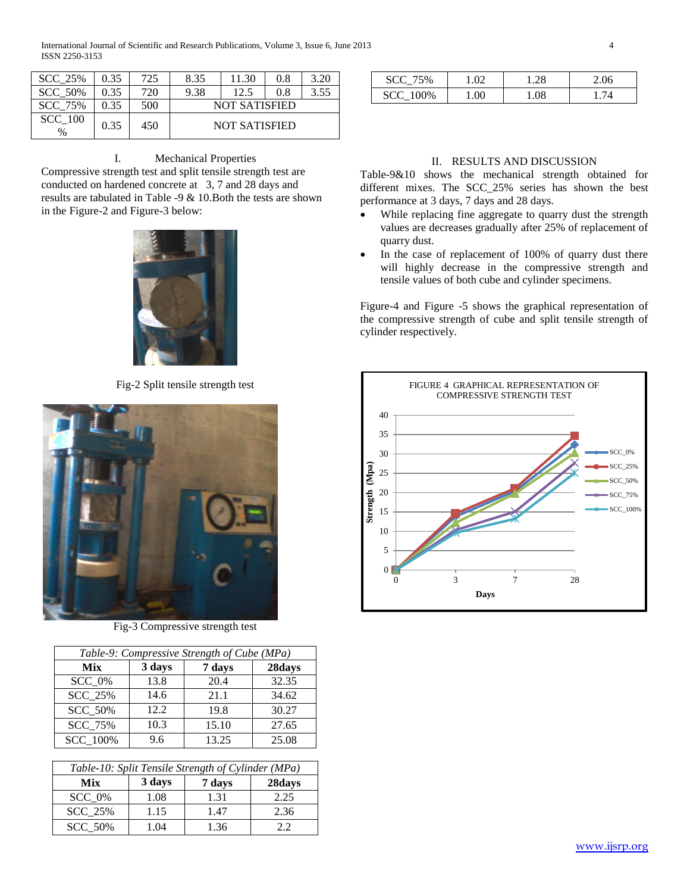| SCC_25% | 0.35 | 725 | 8.35 | 11.30 | 0.8 | 3.20 |
|---|---|---|---|---|---|---|
| SCC_50% | 0.35 | 720 | 9.38 | 12.5 | 0.8 | 3.55 |
| SCC_75% | 0.35 | 500 | NOT SATISFIED | | | |
| SCC_100 % | 0.35 | 450 | NOT SATISFIED | | | |

## I. Mechanical Properties

Compressive strength test and split tensile strength test are conducted on hardened concrete at 3, 7 and 28 days and results are tabulated in Table -9 & 10.Both the tests are shown in the Figure-2 and Figure-3 below:

Fig-2 Split tensile strength test

Fig-3 Compressive strength test

| *Table-9: Compressive Strength of Cube (MPa)* | | | |
|---|---|---|---|
| **Mix** | **3 days** | **7 days** | **28days** |
| SCC_0% | 13.8 | 20.4 | 32.35 |
| SCC_25% | 14.6 | 21.1 | 34.62 |
| SCC_50% | 12.2 | 19.8 | 30.27 |
| SCC_75% | 10.3 | 15.10 | 27.65 |
| SCC_100% | 9.6 | 13.25 | 25.08 |

| *Table-10: Split Tensile Strength of Cylinder (MPa)* | | | |
|---|---|---|---|
| **Mix** | **3 days** | **7 days** | **28days** |
| SCC_0% | 1.08 | 1.31 | 2.25 |
| SCC_25% | 1.15 | 1.47 | 2.36 |
| SCC_50% | 1.04 | 1.36 | 2.2 |
| SCC_75% | 1.02 | 1.28 | 2.06 |
| SCC_100% | 1.00 | 1.08 | 1.74 |

## II. RESULTS AND DISCUSSION

Table-9&10 shows the mechanical strength obtained for different mixes. The SCC_25% series has shown the best performance at 3 days, 7 days and 28 days.

- While replacing fine aggregate to quarry dust the strength values are decreases gradually after 25% of replacement of quarry dust.
- In the case of replacement of 100% of quarry dust there will highly decrease in the compressive strength and tensile values of both cube and cylinder specimens.

Figure-4 and Figure -5 shows the graphical representation of the compressive strength of cube and split tensile strength of cylinder respectively.

FIGURE 4 GRAPHICAL REPRESENTATION OF COMPRESSIVE STRENGTH TEST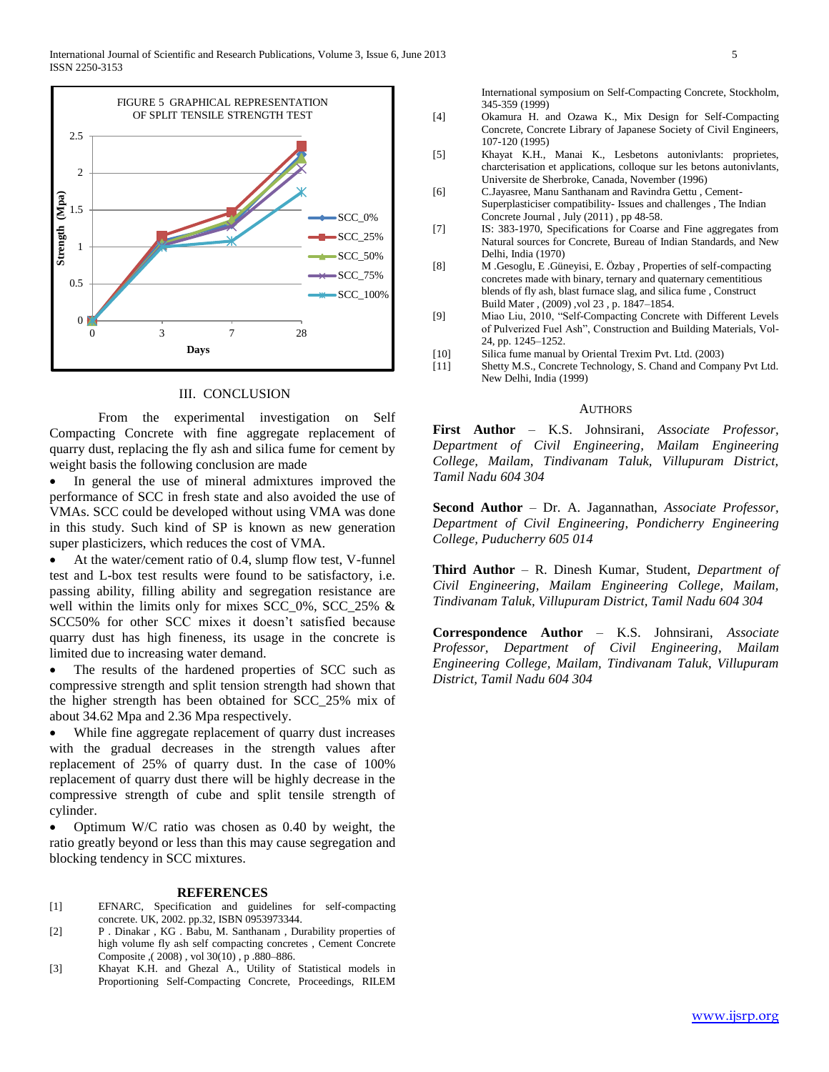FIGURE 5 GRAPHICAL REPRESENTATION OF SPLIT TENSILE STRENGTH TEST

Strength (Mpa)

2.5
2
1.5
1
0.5
0

0
3
7
28

Days

SCC_0%
SCC_25%
SCC_50%
SCC_75%
SCC_100%

## III. CONCLUSION

From the experimental investigation on Self Compacting Concrete with fine aggregate replacement of quarry dust, replacing the fly ash and silica fume for cement by weight basis the following conclusion are made

- In general the use of mineral admixtures improved the performance of SCC in fresh state and also avoided the use of VMAs. SCC could be developed without using VMA was done in this study. Such kind of SP is known as new generation super plasticizers, which reduces the cost of VMA.
- At the water/cement ratio of 0.4, slump flow test, V-funnel test and L-box test results were found to be satisfactory, i.e. passing ability, filling ability and segregation resistance are well within the limits only for mixes SCC_0%, SCC_25% & SCC50% for other SCC mixes it doesn't satisfied because quarry dust has high fineness, its usage in the concrete is limited due to increasing water demand.
- The results of the hardened properties of SCC such as compressive strength and split tension strength had shown that the higher strength has been obtained for SCC_25% mix of about 34.62 Mpa and 2.36 Mpa respectively.
- While fine aggregate replacement of quarry dust increases with the gradual decreases in the strength values after replacement of 25% of quarry dust. In the case of 100% replacement of quarry dust there will be highly decrease in the compressive strength of cube and split tensile strength of cylinder.
- Optimum W/C ratio was chosen as 0.40 by weight, the ratio greatly beyond or less than this may cause segregation and blocking tendency in SCC mixtures.

## REFERENCES

[1] EFNARC, Specification and guidelines for self-compacting concrete. UK, 2002. pp.32, ISBN 0953973344.

[2] P . Dinakar , KG . Babu, M. Santhanam , Durability properties of high volume fly ash self compacting concretes , Cement Concrete Composite ,( 2008) , vol 30(10) , p .880–886.

[3] Khayat K.H. and Ghezal A., Utility of Statistical models in Proportioning Self-Compacting Concrete, Proceedings, RILEM International symposium on Self-Compacting Concrete, Stockholm, 345-359 (1999)

[4] Okamura H. and Ozawa K., Mix Design for Self-Compacting Concrete, Concrete Library of Japanese Society of Civil Engineers, 107-120 (1995)

[5] Khayat K.H., Manai K., Lesbetons autonivlants: proprietes, charcterisation et applications, colloque sur les betons autonivlants, Universite de Sherbroke, Canada, November (1996)

[6] C.Jayasree, Manu Santhanam and Ravindra Gettu , Cement-Superplasticiser compatibility- Issues and challenges , The Indian Concrete Journal , July (2011) , pp 48-58.

[7] IS: 383-1970, Specifications for Coarse and Fine aggregates from Natural sources for Concrete, Bureau of Indian Standards, and New Delhi, India (1970)

[8] M .Gesoglu, E .Güneyisi, E. Özbay , Properties of self-compacting concretes made with binary, ternary and quaternary cementitious blends of fly ash, blast furnace slag, and silica fume , Construct Build Mater , (2009) ,vol 23 , p. 1847–1854.

[9] Miao Liu, 2010, "Self-Compacting Concrete with Different Levels of Pulverized Fuel Ash", Construction and Building Materials, Vol-24, pp. 1245–1252.

[10] Silica fume manual by Oriental Trexim Pvt. Ltd. (2003)

[11] Shetty M.S., Concrete Technology, S. Chand and Company Pvt Ltd. New Delhi, India (1999)

## AUTHORS

**First Author** – K.S. Johnsirani, *Associate Professor, Department of Civil Engineering, Mailam Engineering College, Mailam, Tindivanam Taluk, Villupuram District, Tamil Nadu 604 304*

**Second Author** – Dr. A. Jagannathan, *Associate Professor, Department of Civil Engineering, Pondicherry Engineering College, Puducherry 605 014*

**Third Author** – R. Dinesh Kumar, Student, *Department of Civil Engineering, Mailam Engineering College, Mailam, Tindivanam Taluk, Villupuram District, Tamil Nadu 604 304*

**Correspondence Author** – K.S. Johnsirani, *Associate Professor, Department of Civil Engineering, Mailam Engineering College, Mailam, Tindivanam Taluk, Villupuram District, Tamil Nadu 604 304*